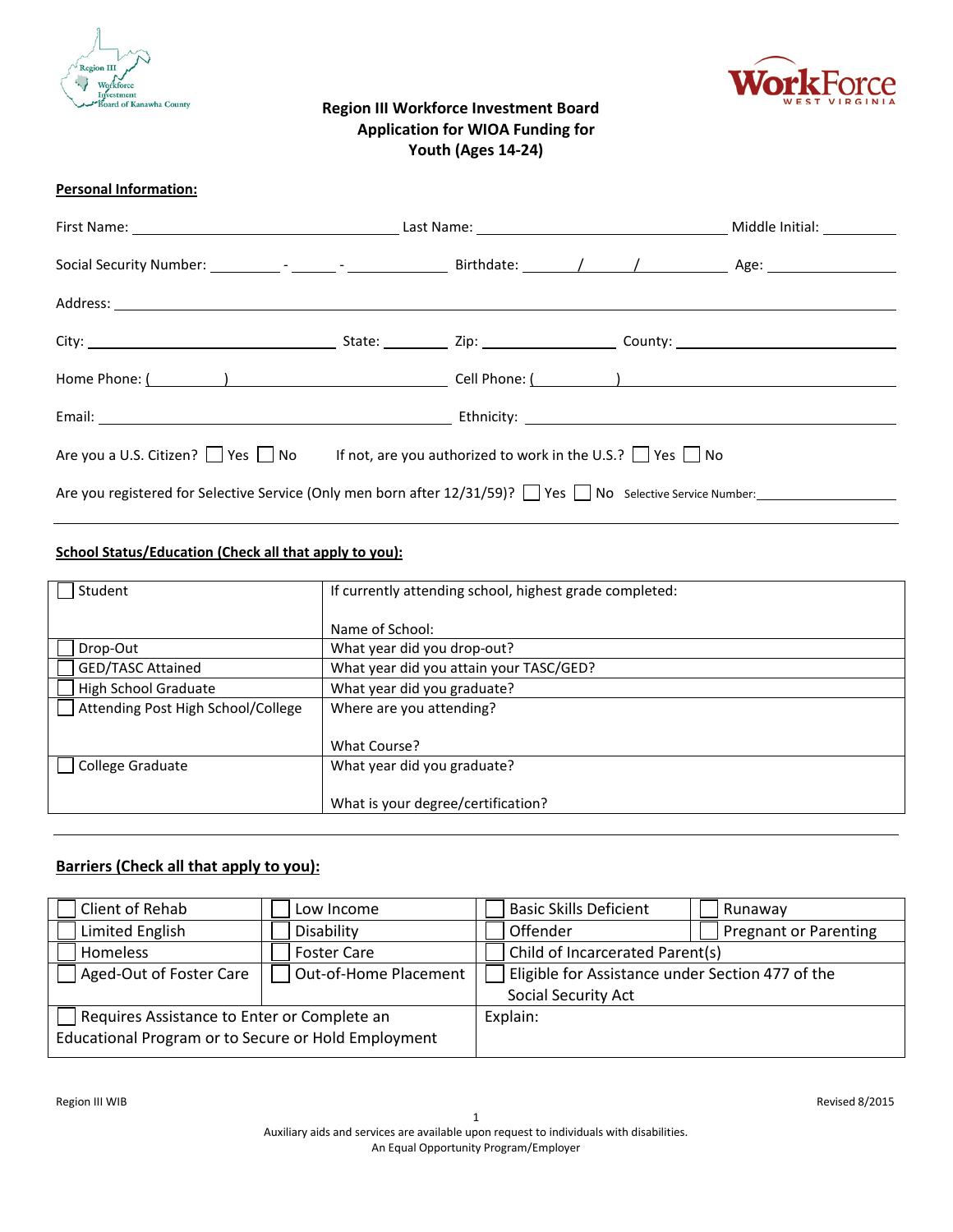Region III Workforce Investment Board

WorkForce WEST VIRGINIA

# Region III Workforce Investment Board Application for WIOA Funding for Youth (Ages 14-24)

## Personal Information:

First Name: ______________________ Last Name: ______________________ Middle Initial: ________

Social Security Number: ________ - ______ - __________ Birthdate: ______ / ______ / __________ Age: __________

Address: ____________________________________________________________

City: ______________________ State: ________ Zip: ______________ County: ______________________

Home Phone: ( ________ ) ______________________ Cell Phone: ( ________ ) ______________________

Email: ______________________________ Ethnicity: ______________________________

Are you a U.S. Citizen? ☐ Yes ☐ No  If not, are you authorized to work in the U.S.? ☐ Yes ☐ No

Are you registered for Selective Service (Only men born after 12/31/59)? ☐ Yes ☐ No Selective Service Number: ______________

## School Status/Education (Check all that apply to you):

| | |
|---|---|
| ☐ Student | If currently attending school, highest grade completed:<br><br>Name of School: |
| ☐ Drop-Out | What year did you drop-out? |
| ☐ GED/TASC Attained | What year did you attain your TASC/GED? |
| ☐ High School Graduate | What year did you graduate? |
| ☐ Attending Post High School/College | Where are you attending?<br><br>What Course? |
| ☐ College Graduate | What year did you graduate?<br><br>What is your degree/certification? |

## Barriers (Check all that apply to you):

| | | | |
|---|---|---|---|
| ☐ Client of Rehab | ☐ Low Income | ☐ Basic Skills Deficient | ☐ Runaway |
| ☐ Limited English | ☐ Disability | ☐ Offender | ☐ Pregnant or Parenting |
| ☐ Homeless | ☐ Foster Care | ☐ Child of Incarcerated Parent(s) | |
| ☐ Aged-Out of Foster Care | ☐ Out-of-Home Placement | ☐ Eligible for Assistance under Section 477 of the Social Security Act | |
| ☐ Requires Assistance to Enter or Complete an Educational Program or to Secure or Hold Employment | | Explain: | |

Region III WIB

Revised 8/2015

Auxiliary aids and services are available upon request to individuals with disabilities.
An Equal Opportunity Program/Employer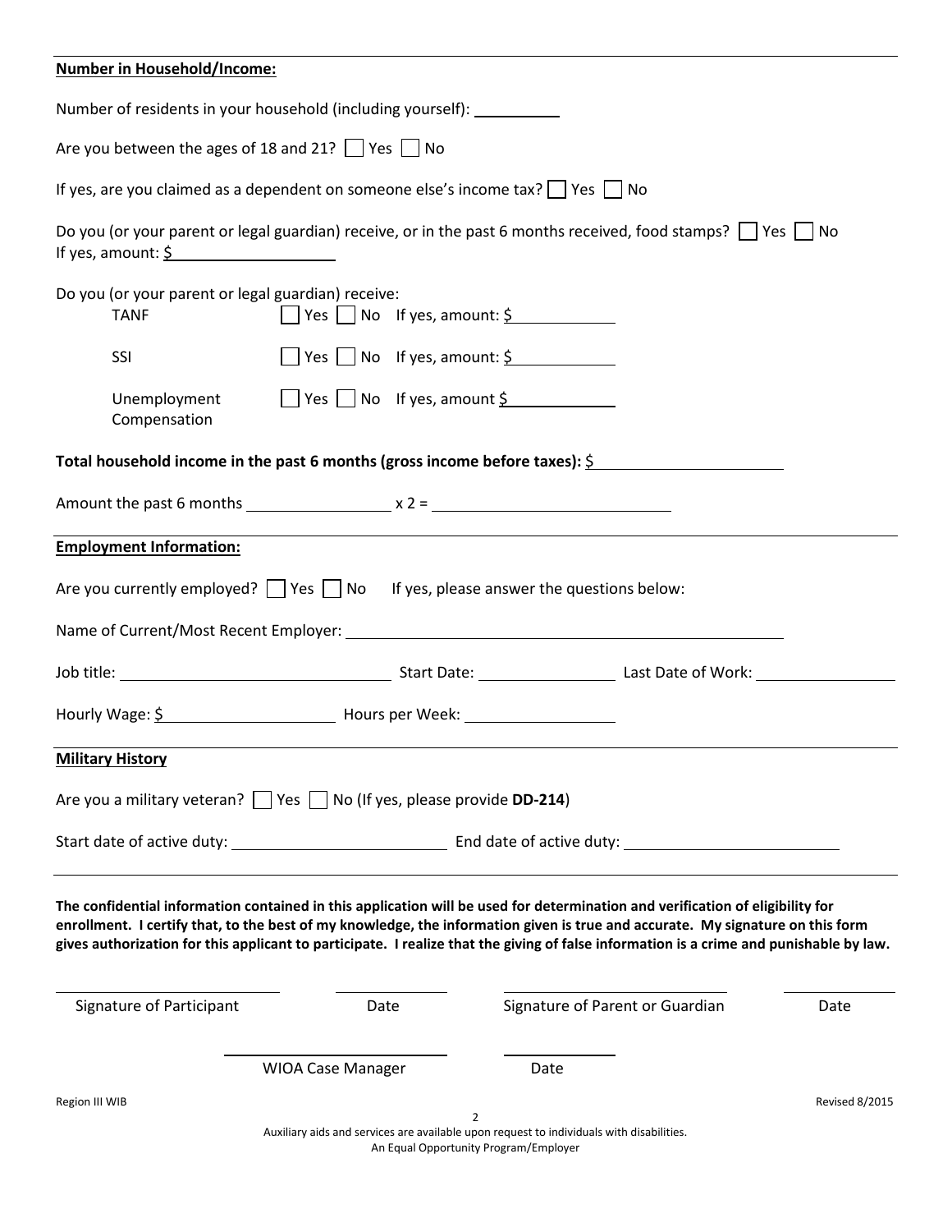**Number in Household/Income:**

Number of residents in your household (including yourself): __________

Are you between the ages of 18 and 21? ☐ Yes ☐ No

If yes, are you claimed as a dependent on someone else's income tax? ☐ Yes ☐ No

Do you (or your parent or legal guardian) receive, or in the past 6 months received, food stamps? ☐ Yes ☐ No
If yes, amount: $__________________

Do you (or your parent or legal guardian) receive:

- TANF ☐ Yes ☐ No If yes, amount: $____________
- SSI ☐ Yes ☐ No If yes, amount: $____________
- Unemployment Compensation ☐ Yes ☐ No If yes, amount $____________

**Total household income in the past 6 months (gross income before taxes):** $____________________

Amount the past 6 months ________________ x 2 = __________________________

**Employment Information:**

Are you currently employed? ☐ Yes ☐ No If yes, please answer the questions below:

Name of Current/Most Recent Employer: ______________________________________________

Job title: ______________________________ Start Date: _______________ Last Date of Work: _______________

Hourly Wage: $__________________ Hours per Week: _________________

**Military History**

Are you a military veteran? ☐ Yes ☐ No (If yes, please provide **DD-214**)

Start date of active duty: ________________________ End date of active duty: ________________________

**The confidential information contained in this application will be used for determination and verification of eligibility for enrollment. I certify that, to the best of my knowledge, the information given is true and accurate. My signature on this form gives authorization for this applicant to participate. I realize that the giving of false information is a crime and punishable by law.**

_________________________ ____________ _________________________ ____________
Signature of Participant Date Signature of Parent or Guardian Date

_________________________ ____________
WIOA Case Manager Date

Region III WIB Revised 8/2015

Auxiliary aids and services are available upon request to individuals with disabilities.
An Equal Opportunity Program/Employer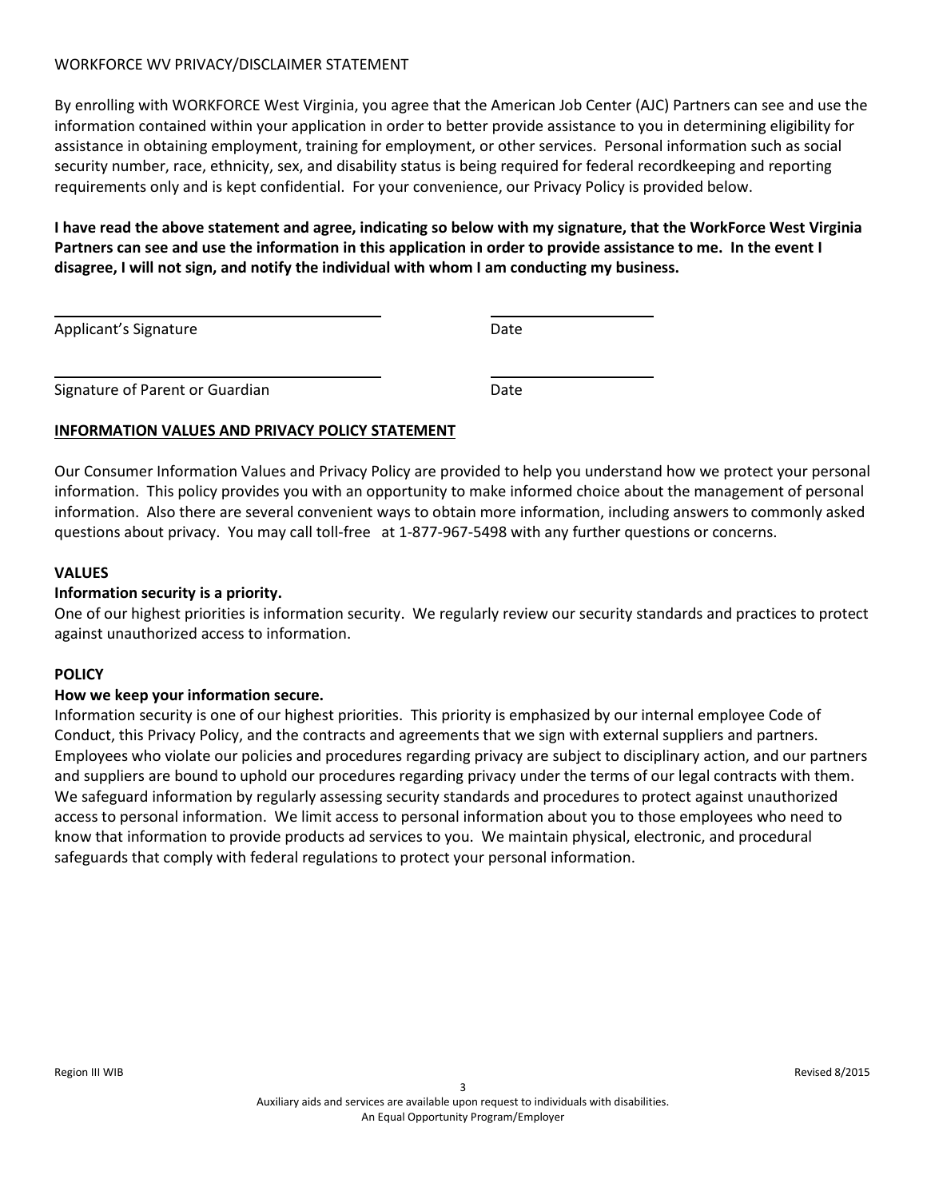WORKFORCE WV PRIVACY/DISCLAIMER STATEMENT

By enrolling with WORKFORCE West Virginia, you agree that the American Job Center (AJC) Partners can see and use the information contained within your application in order to better provide assistance to you in determining eligibility for assistance in obtaining employment, training for employment, or other services. Personal information such as social security number, race, ethnicity, sex, and disability status is being required for federal recordkeeping and reporting requirements only and is kept confidential. For your convenience, our Privacy Policy is provided below.

**I have read the above statement and agree, indicating so below with my signature, that the WorkForce West Virginia Partners can see and use the information in this application in order to provide assistance to me. In the event I disagree, I will not sign, and notify the individual with whom I am conducting my business.**

\_\_\_\_\_\_\_\_\_\_\_\_\_\_\_\_\_\_\_\_\_\_\_\_\_\_\_\_\_\_\_\_ \_\_\_\_\_\_\_\_\_\_\_\_\_\_\_\_

Applicant's Signature Date

\_\_\_\_\_\_\_\_\_\_\_\_\_\_\_\_\_\_\_\_\_\_\_\_\_\_\_\_\_\_\_\_ \_\_\_\_\_\_\_\_\_\_\_\_\_\_\_\_

Signature of Parent or Guardian Date

**INFORMATION VALUES AND PRIVACY POLICY STATEMENT**

Our Consumer Information Values and Privacy Policy are provided to help you understand how we protect your personal information. This policy provides you with an opportunity to make informed choice about the management of personal information. Also there are several convenient ways to obtain more information, including answers to commonly asked questions about privacy. You may call toll-free at 1-877-967-5498 with any further questions or concerns.

**VALUES**

**Information security is a priority.**

One of our highest priorities is information security. We regularly review our security standards and practices to protect against unauthorized access to information.

**POLICY**

**How we keep your information secure.**

Information security is one of our highest priorities. This priority is emphasized by our internal employee Code of Conduct, this Privacy Policy, and the contracts and agreements that we sign with external suppliers and partners. Employees who violate our policies and procedures regarding privacy are subject to disciplinary action, and our partners and suppliers are bound to uphold our procedures regarding privacy under the terms of our legal contracts with them. We safeguard information by regularly assessing security standards and procedures to protect against unauthorized access to personal information. We limit access to personal information about you to those employees who need to know that information to provide products ad services to you. We maintain physical, electronic, and procedural safeguards that comply with federal regulations to protect your personal information.

Auxiliary aids and services are available upon request to individuals with disabilities.
An Equal Opportunity Program/Employer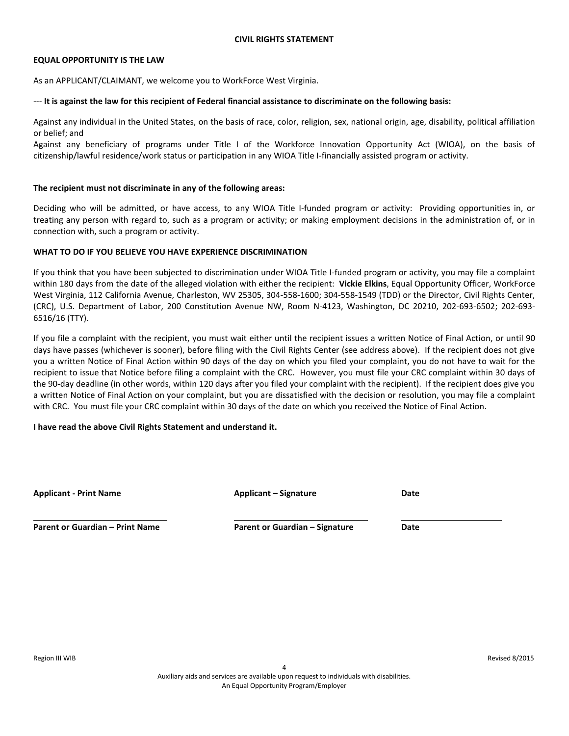# CIVIL RIGHTS STATEMENT

**EQUAL OPPORTUNITY IS THE LAW**

As an APPLICANT/CLAIMANT, we welcome you to WorkForce West Virginia.

--- **It is against the law for this recipient of Federal financial assistance to discriminate on the following basis:**

Against any individual in the United States, on the basis of race, color, religion, sex, national origin, age, disability, political affiliation or belief; and

Against any beneficiary of programs under Title I of the Workforce Innovation Opportunity Act (WIOA), on the basis of citizenship/lawful residence/work status or participation in any WIOA Title I-financially assisted program or activity.

**The recipient must not discriminate in any of the following areas:**

Deciding who will be admitted, or have access, to any WIOA Title I-funded program or activity: Providing opportunities in, or treating any person with regard to, such as a program or activity; or making employment decisions in the administration of, or in connection with, such a program or activity.

**WHAT TO DO IF YOU BELIEVE YOU HAVE EXPERIENCE DISCRIMINATION**

If you think that you have been subjected to discrimination under WIOA Title I-funded program or activity, you may file a complaint within 180 days from the date of the alleged violation with either the recipient: **Vickie Elkins**, Equal Opportunity Officer, WorkForce West Virginia, 112 California Avenue, Charleston, WV 25305, 304-558-1600; 304-558-1549 (TDD) or the Director, Civil Rights Center, (CRC), U.S. Department of Labor, 200 Constitution Avenue NW, Room N-4123, Washington, DC 20210, 202-693-6502; 202-693-6516/16 (TTY).

If you file a complaint with the recipient, you must wait either until the recipient issues a written Notice of Final Action, or until 90 days have passes (whichever is sooner), before filing with the Civil Rights Center (see address above). If the recipient does not give you a written Notice of Final Action within 90 days of the day on which you filed your complaint, you do not have to wait for the recipient to issue that Notice before filing a complaint with the CRC. However, you must file your CRC complaint within 30 days of the 90-day deadline (in other words, within 120 days after you filed your complaint with the recipient). If the recipient does give you a written Notice of Final Action on your complaint, but you are dissatisfied with the decision or resolution, you may file a complaint with CRC. You must file your CRC complaint within 30 days of the date on which you received the Notice of Final Action.

**I have read the above Civil Rights Statement and understand it.**

| ______________________________ | ______________________________ | ______________________ |
|---|---|---|
| **Applicant - Print Name** | **Applicant – Signature** | **Date** |
| ______________________________ | ______________________________ | ______________________ |
| **Parent or Guardian – Print Name** | **Parent or Guardian – Signature** | **Date** |

Region III WIB

Revised 8/2015

Auxiliary aids and services are available upon request to individuals with disabilities.
An Equal Opportunity Program/Employer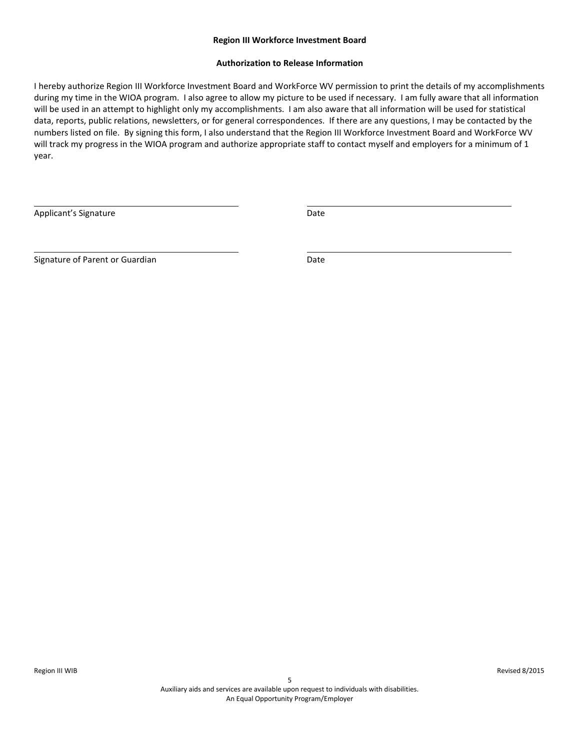**Region III Workforce Investment Board**

**Authorization to Release Information**

I hereby authorize Region III Workforce Investment Board and WorkForce WV permission to print the details of my accomplishments during my time in the WIOA program. I also agree to allow my picture to be used if necessary. I am fully aware that all information will be used in an attempt to highlight only my accomplishments. I am also aware that all information will be used for statistical data, reports, public relations, newsletters, or for general correspondences. If there are any questions, I may be contacted by the numbers listed on file. By signing this form, I also understand that the Region III Workforce Investment Board and WorkForce WV will track my progress in the WIOA program and authorize appropriate staff to contact myself and employers for a minimum of 1 year.

______________________________ ______________________________

Applicant's Signature Date

______________________________ ______________________________

Signature of Parent or Guardian Date

Auxiliary aids and services are available upon request to individuals with disabilities.
An Equal Opportunity Program/Employer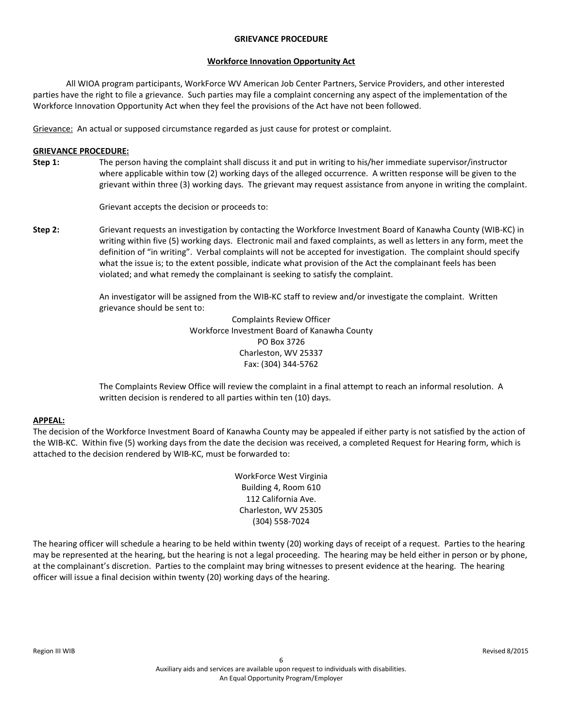# GRIEVANCE PROCEDURE

## Workforce Innovation Opportunity Act

All WIOA program participants, WorkForce WV American Job Center Partners, Service Providers, and other interested parties have the right to file a grievance. Such parties may file a complaint concerning any aspect of the implementation of the Workforce Innovation Opportunity Act when they feel the provisions of the Act have not been followed.

Grievance: An actual or supposed circumstance regarded as just cause for protest or complaint.

**GRIEVANCE PROCEDURE:**

**Step 1:** The person having the complaint shall discuss it and put in writing to his/her immediate supervisor/instructor where applicable within tow (2) working days of the alleged occurrence. A written response will be given to the grievant within three (3) working days. The grievant may request assistance from anyone in writing the complaint.

Grievant accepts the decision or proceeds to:

**Step 2:** Grievant requests an investigation by contacting the Workforce Investment Board of Kanawha County (WIB-KC) in writing within five (5) working days. Electronic mail and faxed complaints, as well as letters in any form, meet the definition of "in writing". Verbal complaints will not be accepted for investigation. The complaint should specify what the issue is; to the extent possible, indicate what provision of the Act the complainant feels has been violated; and what remedy the complainant is seeking to satisfy the complaint.

An investigator will be assigned from the WIB-KC staff to review and/or investigate the complaint. Written grievance should be sent to:

Complaints Review Officer
Workforce Investment Board of Kanawha County
PO Box 3726
Charleston, WV 25337
Fax: (304) 344-5762

The Complaints Review Office will review the complaint in a final attempt to reach an informal resolution. A written decision is rendered to all parties within ten (10) days.

**APPEAL:**

The decision of the Workforce Investment Board of Kanawha County may be appealed if either party is not satisfied by the action of the WIB-KC. Within five (5) working days from the date the decision was received, a completed Request for Hearing form, which is attached to the decision rendered by WIB-KC, must be forwarded to:

WorkForce West Virginia
Building 4, Room 610
112 California Ave.
Charleston, WV 25305
(304) 558-7024

The hearing officer will schedule a hearing to be held within twenty (20) working days of receipt of a request. Parties to the hearing may be represented at the hearing, but the hearing is not a legal proceeding. The hearing may be held either in person or by phone, at the complainant's discretion. Parties to the complaint may bring witnesses to present evidence at the hearing. The hearing officer will issue a final decision within twenty (20) working days of the hearing.

Auxiliary aids and services are available upon request to individuals with disabilities.
An Equal Opportunity Program/Employer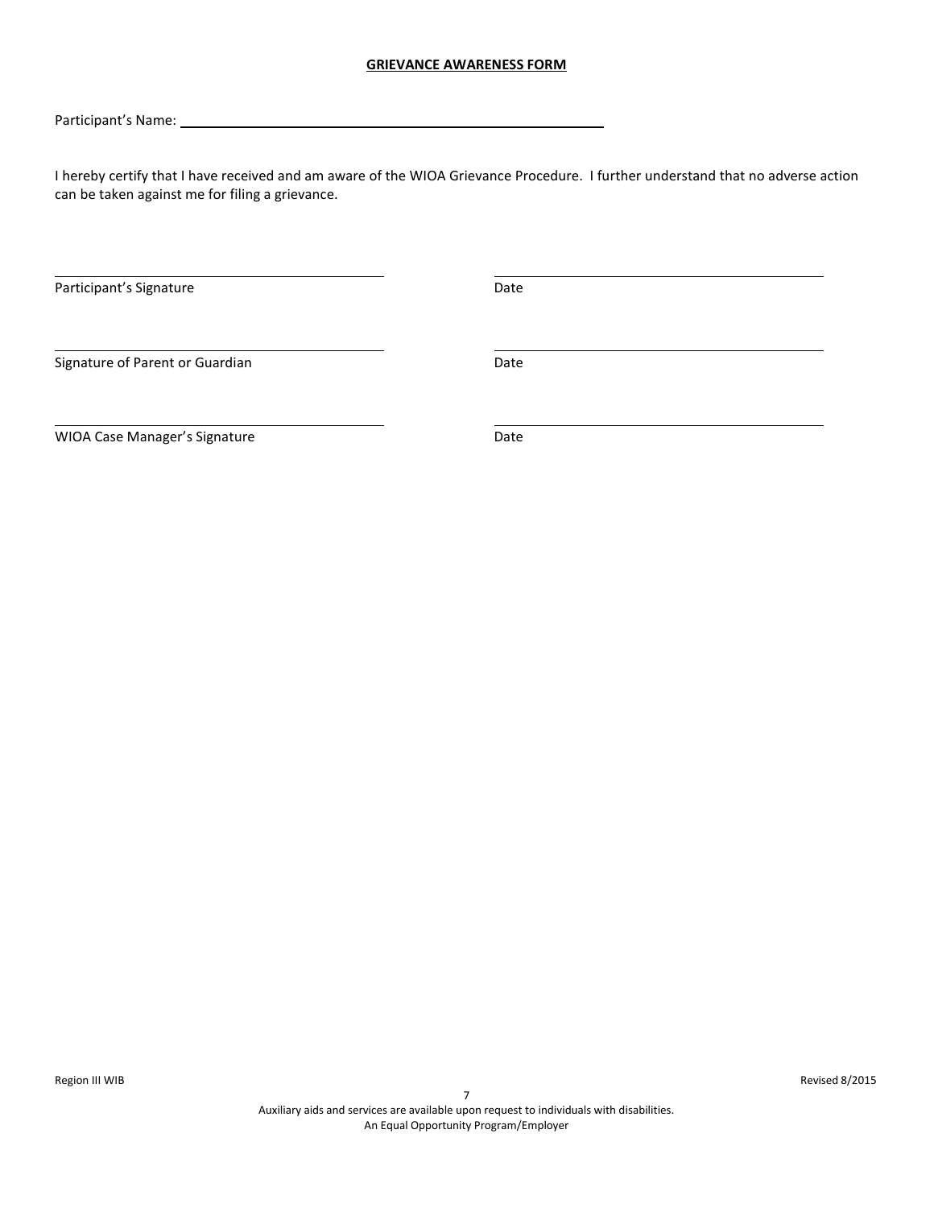**GRIEVANCE AWARENESS FORM**

Participant's Name: ____________________________________________

I hereby certify that I have received and am aware of the WIOA Grievance Procedure. I further understand that no adverse action can be taken against me for filing a grievance.

| | |
|---|---|
| ______________________________ | ______________________________ |
| Participant's Signature | Date |
| ______________________________ | ______________________________ |
| Signature of Parent or Guardian | Date |
| ______________________________ | ______________________________ |
| WIOA Case Manager's Signature | Date |

Auxiliary aids and services are available upon request to individuals with disabilities.
An Equal Opportunity Program/Employer